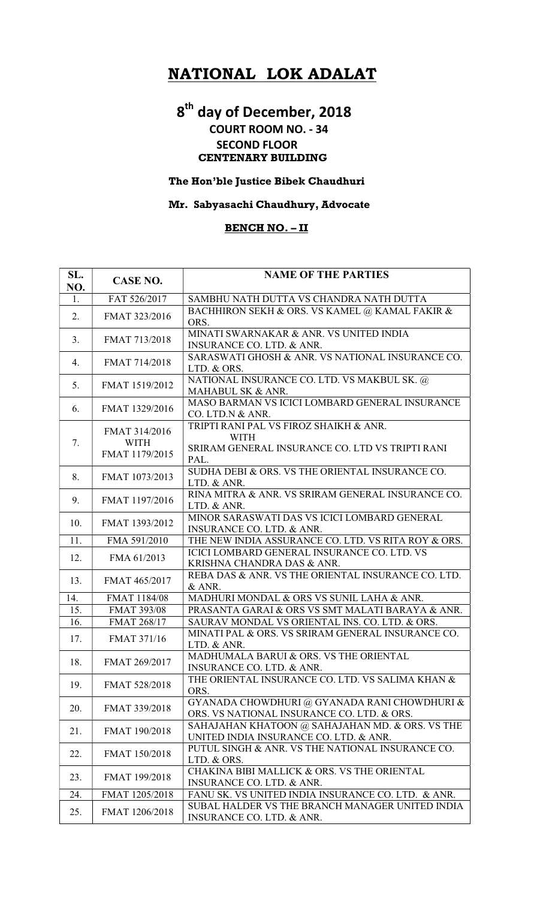# NATIONAL LOK ADALAT

## 8th day of December, 2018

### COURT ROOM NO. - 34
### SECOND FLOOR
### CENTENARY BUILDING

**The Hon'ble Justice Bibek Chaudhuri**

**Mr. Sabyasachi Chaudhury, Advocate**

**BENCH NO. – II**

| SL. NO. | CASE NO. | NAME OF THE PARTIES |
|---|---|---|
| 1. | FAT 526/2017 | SAMBHU NATH DUTTA VS CHANDRA NATH DUTTA |
| 2. | FMAT 323/2016 | BACHHIRON SEKH & ORS. VS KAMEL @ KAMAL FAKIR & ORS. |
| 3. | FMAT 713/2018 | MINATI SWARNAKAR & ANR. VS UNITED INDIA INSURANCE CO. LTD. & ANR. |
| 4. | FMAT 714/2018 | SARASWATI GHOSH & ANR. VS NATIONAL INSURANCE CO. LTD. & ORS. |
| 5. | FMAT 1519/2012 | NATIONAL INSURANCE CO. LTD. VS MAKBUL SK. @ MAHABUL SK & ANR. |
| 6. | FMAT 1329/2016 | MASO BARMAN VS ICICI LOMBARD GENERAL INSURANCE CO. LTD.N & ANR. |
| 7. | FMAT 314/2016 WITH FMAT 1179/2015 | TRIPTI RANI PAL VS FIROZ SHAIKH & ANR. WITH SRIRAM GENERAL INSURANCE CO. LTD VS TRIPTI RANI PAL. |
| 8. | FMAT 1073/2013 | SUDHA DEBI & ORS. VS THE ORIENTAL INSURANCE CO. LTD. & ANR. |
| 9. | FMAT 1197/2016 | RINA MITRA & ANR. VS SRIRAM GENERAL INSURANCE CO. LTD. & ANR. |
| 10. | FMAT 1393/2012 | MINOR SARASWATI DAS VS ICICI LOMBARD GENERAL INSURANCE CO. LTD. & ANR. |
| 11. | FMA 591/2010 | THE NEW INDIA ASSURANCE CO. LTD. VS RITA ROY & ORS. |
| 12. | FMA 61/2013 | ICICI LOMBARD GENERAL INSURANCE CO. LTD. VS KRISHNA CHANDRA DAS & ANR. |
| 13. | FMAT 465/2017 | REBA DAS & ANR. VS THE ORIENTAL INSURANCE CO. LTD. & ANR. |
| 14. | FMAT 1184/08 | MADHURI MONDAL & ORS VS SUNIL LAHA & ANR. |
| 15. | FMAT 393/08 | PRASANTA GARAI & ORS VS SMT MALATI BARAYA & ANR. |
| 16. | FMAT 268/17 | SAURAV MONDAL VS ORIENTAL INS. CO. LTD. & ORS. |
| 17. | FMAT 371/16 | MINATI PAL & ORS. VS SRIRAM GENERAL INSURANCE CO. LTD. & ANR. |
| 18. | FMAT 269/2017 | MADHUMALA BARUI & ORS. VS THE ORIENTAL INSURANCE CO. LTD. & ANR. |
| 19. | FMAT 528/2018 | THE ORIENTAL INSURANCE CO. LTD. VS SALIMA KHAN & ORS. |
| 20. | FMAT 339/2018 | GYANADA CHOWDHURI @ GYANADA RANI CHOWDHURI & ORS. VS NATIONAL INSURANCE CO. LTD. & ORS. |
| 21. | FMAT 190/2018 | SAHAJAHAN KHATOON @ SAHAJAHAN MD. & ORS. VS THE UNITED INDIA INSURANCE CO. LTD. & ANR. |
| 22. | FMAT 150/2018 | PUTUL SINGH & ANR. VS THE NATIONAL INSURANCE CO. LTD. & ORS. |
| 23. | FMAT 199/2018 | CHAKINA BIBI MALLICK & ORS. VS THE ORIENTAL INSURANCE CO. LTD. & ANR. |
| 24. | FMAT 1205/2018 | FANU SK. VS UNITED INDIA INSURANCE CO. LTD. & ANR. |
| 25. | FMAT 1206/2018 | SUBAL HALDER VS THE BRANCH MANAGER UNITED INDIA INSURANCE CO. LTD. & ANR. |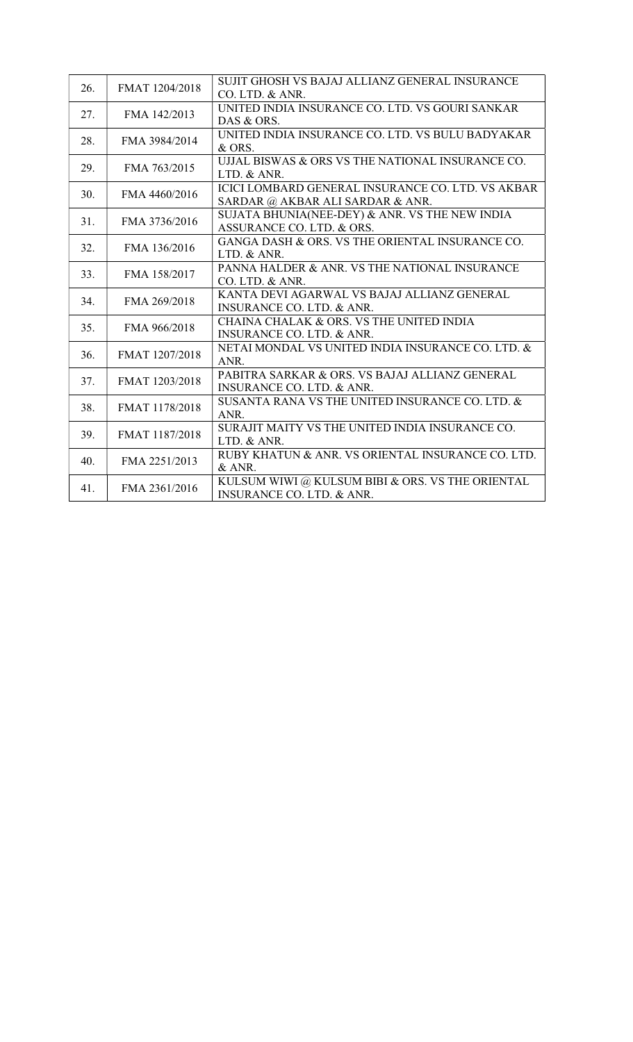| | | |
|---|---|---|
| 26. | FMAT 1204/2018 | SUJIT GHOSH VS BAJAJ ALLIANZ GENERAL INSURANCE CO. LTD. & ANR. |
| 27. | FMA 142/2013 | UNITED INDIA INSURANCE CO. LTD. VS GOURI SANKAR DAS & ORS. |
| 28. | FMA 3984/2014 | UNITED INDIA INSURANCE CO. LTD. VS BULU BADYAKAR & ORS. |
| 29. | FMA 763/2015 | UJJAL BISWAS & ORS VS THE NATIONAL INSURANCE CO. LTD. & ANR. |
| 30. | FMA 4460/2016 | ICICI LOMBARD GENERAL INSURANCE CO. LTD. VS AKBAR SARDAR @ AKBAR ALI SARDAR & ANR. |
| 31. | FMA 3736/2016 | SUJATA BHUNIA(NEE-DEY) & ANR. VS THE NEW INDIA ASSURANCE CO. LTD. & ORS. |
| 32. | FMA 136/2016 | GANGA DASH & ORS. VS THE ORIENTAL INSURANCE CO. LTD. & ANR. |
| 33. | FMA 158/2017 | PANNA HALDER & ANR. VS THE NATIONAL INSURANCE CO. LTD. & ANR. |
| 34. | FMA 269/2018 | KANTA DEVI AGARWAL VS BAJAJ ALLIANZ GENERAL INSURANCE CO. LTD. & ANR. |
| 35. | FMA 966/2018 | CHAINA CHALAK & ORS. VS THE UNITED INDIA INSURANCE CO. LTD. & ANR. |
| 36. | FMAT 1207/2018 | NETAI MONDAL VS UNITED INDIA INSURANCE CO. LTD. & ANR. |
| 37. | FMAT 1203/2018 | PABITRA SARKAR & ORS. VS BAJAJ ALLIANZ GENERAL INSURANCE CO. LTD. & ANR. |
| 38. | FMAT 1178/2018 | SUSANTA RANA VS THE UNITED INSURANCE CO. LTD. & ANR. |
| 39. | FMAT 1187/2018 | SURAJIT MAITY VS THE UNITED INDIA INSURANCE CO. LTD. & ANR. |
| 40. | FMA 2251/2013 | RUBY KHATUN & ANR. VS ORIENTAL INSURANCE CO. LTD. & ANR. |
| 41. | FMA 2361/2016 | KULSUM WIWI @ KULSUM BIBI & ORS. VS THE ORIENTAL INSURANCE CO. LTD. & ANR. |